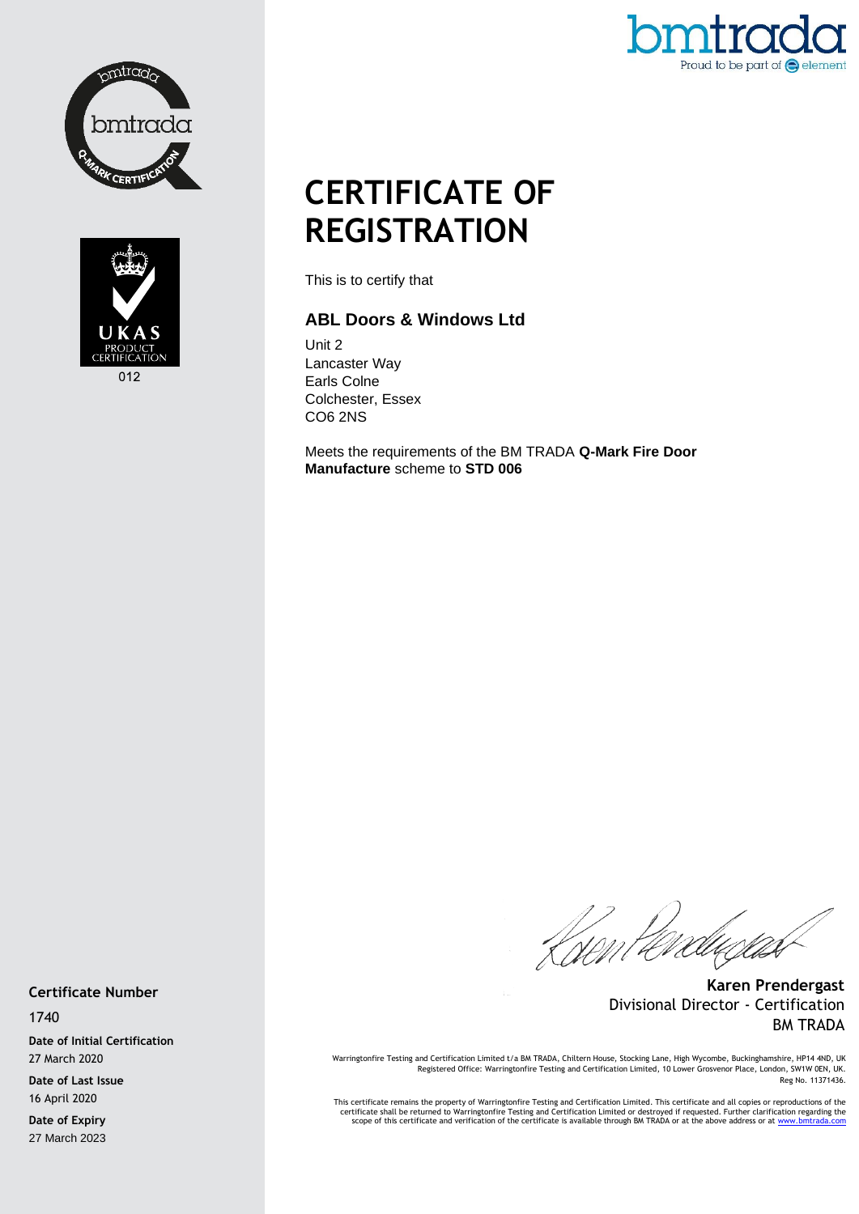# CERTIFICATE OF REGISTRATION

This is to certify that

## ABL Doors & Windows Ltd

Unit 2
Lancaster Way
Earls Colne
Colchester, Essex
CO6 2NS

Meets the requirements of the BM TRADA **Q-Mark Fire Door Manufacture** scheme to **STD 006**

**Karen Prendergast**
Divisional Director - Certification
BM TRADA

**Certificate Number**

1740

**Date of Initial Certification**
27 March 2020

**Date of Last Issue**
16 April 2020

**Date of Expiry**
27 March 2023

Warringtonfire Testing and Certification Limited t/a BM TRADA, Chiltern House, Stocking Lane, High Wycombe, Buckinghamshire, HP14 4ND, UK
Registered Office: Warringtonfire Testing and Certification Limited, 10 Lower Grosvenor Place, London, SW1W 0EN, UK.
Reg No. 11371436.

This certificate remains the property of Warringtonfire Testing and Certification Limited. This certificate and all copies or reproductions of the certificate shall be returned to Warringtonfire Testing and Certification Limited or destroyed if requested. Further clarification regarding the scope of this certificate and verification of the certificate is available through BM TRADA or at the above address or at www.bmtrada.com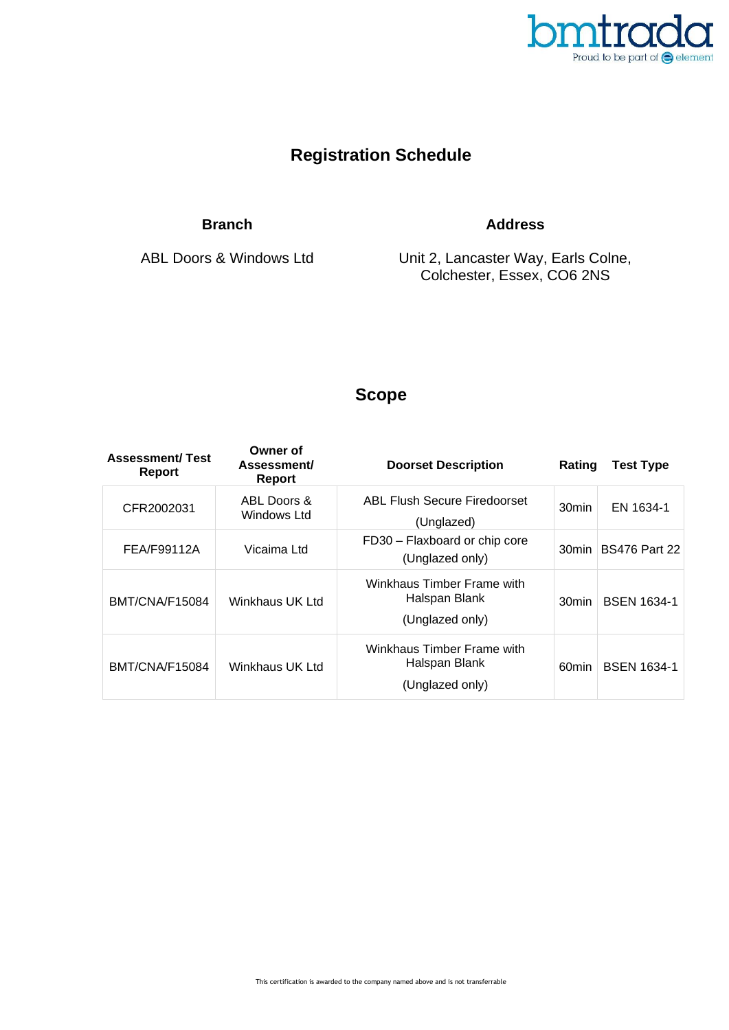# Registration Schedule

| Branch | Address |
|---|---|
| ABL Doors & Windows Ltd | Unit 2, Lancaster Way, Earls Colne, Colchester, Essex, CO6 2NS |

## Scope

| Assessment/ Test Report | Owner of Assessment/ Report | Doorset Description | Rating | Test Type |
|---|---|---|---|---|
| CFR2002031 | ABL Doors & Windows Ltd | ABL Flush Secure Firedoorset (Unglazed) | 30min | EN 1634-1 |
| FEA/F99112A | Vicaima Ltd | FD30 – Flaxboard or chip core (Unglazed only) | 30min | BS476 Part 22 |
| BMT/CNA/F15084 | Winkhaus UK Ltd | Winkhaus Timber Frame with Halspan Blank (Unglazed only) | 30min | BSEN 1634-1 |
| BMT/CNA/F15084 | Winkhaus UK Ltd | Winkhaus Timber Frame with Halspan Blank (Unglazed only) | 60min | BSEN 1634-1 |

This certification is awarded to the company named above and is not transferrable